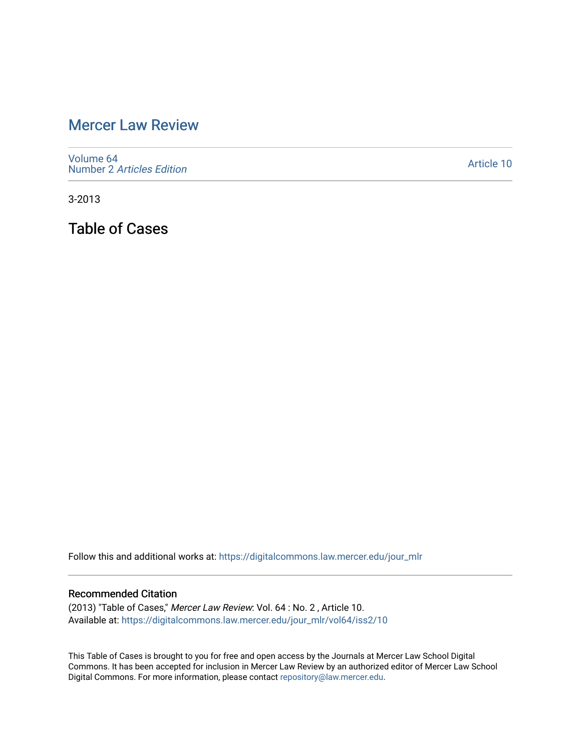# Mercer Law Review

Volume 64
Number 2 *Articles Edition*

Article 10

3-2013

## Table of Cases

Follow this and additional works at: https://digitalcommons.law.mercer.edu/jour_mlr

### Recommended Citation

(2013) "Table of Cases," *Mercer Law Review*: Vol. 64 : No. 2 , Article 10.
Available at: https://digitalcommons.law.mercer.edu/jour_mlr/vol64/iss2/10

This Table of Cases is brought to you for free and open access by the Journals at Mercer Law School Digital Commons. It has been accepted for inclusion in Mercer Law Review by an authorized editor of Mercer Law School Digital Commons. For more information, please contact repository@law.mercer.edu.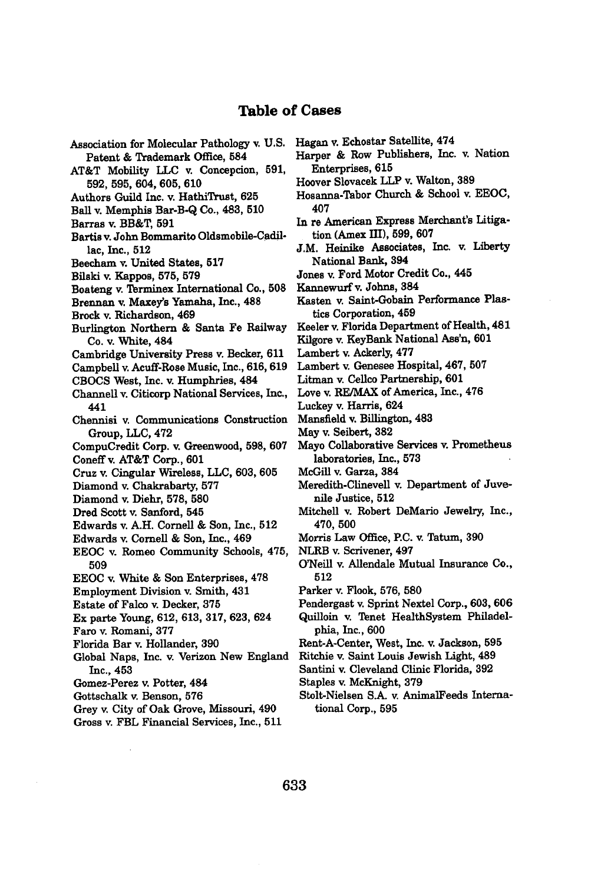# Table of Cases

Association for Molecular Pathology v. U.S. Patent & Trademark Office, 584
AT&T Mobility LLC v. Concepcion, 591, 592, 595, 604, 605, 610
Authors Guild Inc. v. HathiTrust, 625
Ball v. Memphis Bar-B-Q Co., 483, 510
Barras v. BB&T, 591
Bartis v. John Bommarito Oldsmobile-Cadillac, Inc., 512
Beecham v. United States, 517
Bilski v. Kappos, 575, 579
Boateng v. Terminex International Co., 508
Brennan v. Maxey's Yamaha, Inc., 488
Brock v. Richardson, 469
Burlington Northern & Santa Fe Railway Co. v. White, 484
Cambridge University Press v. Becker, 611
Campbell v. Acuff-Rose Music, Inc., 616, 619
CBOCS West, Inc. v. Humphries, 484
Channell v. Citicorp National Services, Inc., 441
Chennisi v. Communications Construction Group, LLC, 472
CompuCredit Corp. v. Greenwood, 598, 607
Coneff v. AT&T Corp., 601
Cruz v. Cingular Wireless, LLC, 603, 605
Diamond v. Chakrabarty, 577
Diamond v. Diehr, 578, 580
Dred Scott v. Sanford, 545
Edwards v. A.H. Cornell & Son, Inc., 512
Edwards v. Cornell & Son, Inc., 469
EEOC v. Romeo Community Schools, 475, 509
EEOC v. White & Son Enterprises, 478
Employment Division v. Smith, 431
Estate of Falco v. Decker, 375
Ex parte Young, 612, 613, 317, 623, 624
Faro v. Romani, 377
Florida Bar v. Hollander, 390
Global Naps, Inc. v. Verizon New England Inc., 453
Gomez-Perez v. Potter, 484
Gottschalk v. Benson, 576
Grey v. City of Oak Grove, Missouri, 490
Gross v. FBL Financial Services, Inc., 511
Hagan v. Echostar Satellite, 474
Harper & Row Publishers, Inc. v. Nation Enterprises, 615
Hoover Slovacek LLP v. Walton, 389
Hosanna-Tabor Church & School v. EEOC, 407
In re American Express Merchant's Litigation (Amex III), 599, 607
J.M. Heinike Associates, Inc. v. Liberty National Bank, 394
Jones v. Ford Motor Credit Co., 445
Kannewurf v. Johns, 384
Kasten v. Saint-Gobain Performance Plastics Corporation, 459
Keeler v. Florida Department of Health, 481
Kilgore v. KeyBank National Ass'n, 601
Lambert v. Ackerly, 477
Lambert v. Genesee Hospital, 467, 507
Litman v. Cellco Partnership, 601
Love v. RE/MAX of America, Inc., 476
Luckey v. Harris, 624
Mansfield v. Billington, 483
May v. Seibert, 382
Mayo Collaborative Services v. Prometheus laboratories, Inc., 573
McGill v. Garza, 384
Meredith-Clinevell v. Department of Juvenile Justice, 512
Mitchell v. Robert DeMario Jewelry, Inc., 470, 500
Morris Law Office, P.C. v. Tatum, 390
NLRB v. Scrivener, 497
O'Neill v. Allendale Mutual Insurance Co., 512
Parker v. Flook, 576, 580
Pendergast v. Sprint Nextel Corp., 603, 606
Quilloin v. Tenet HealthSystem Philadelphia, Inc., 600
Rent-A-Center, West, Inc. v. Jackson, 595
Ritchie v. Saint Louis Jewish Light, 489
Santini v. Cleveland Clinic Florida, 392
Staples v. McKnight, 379
Stolt-Nielsen S.A. v. AnimalFeeds International Corp., 595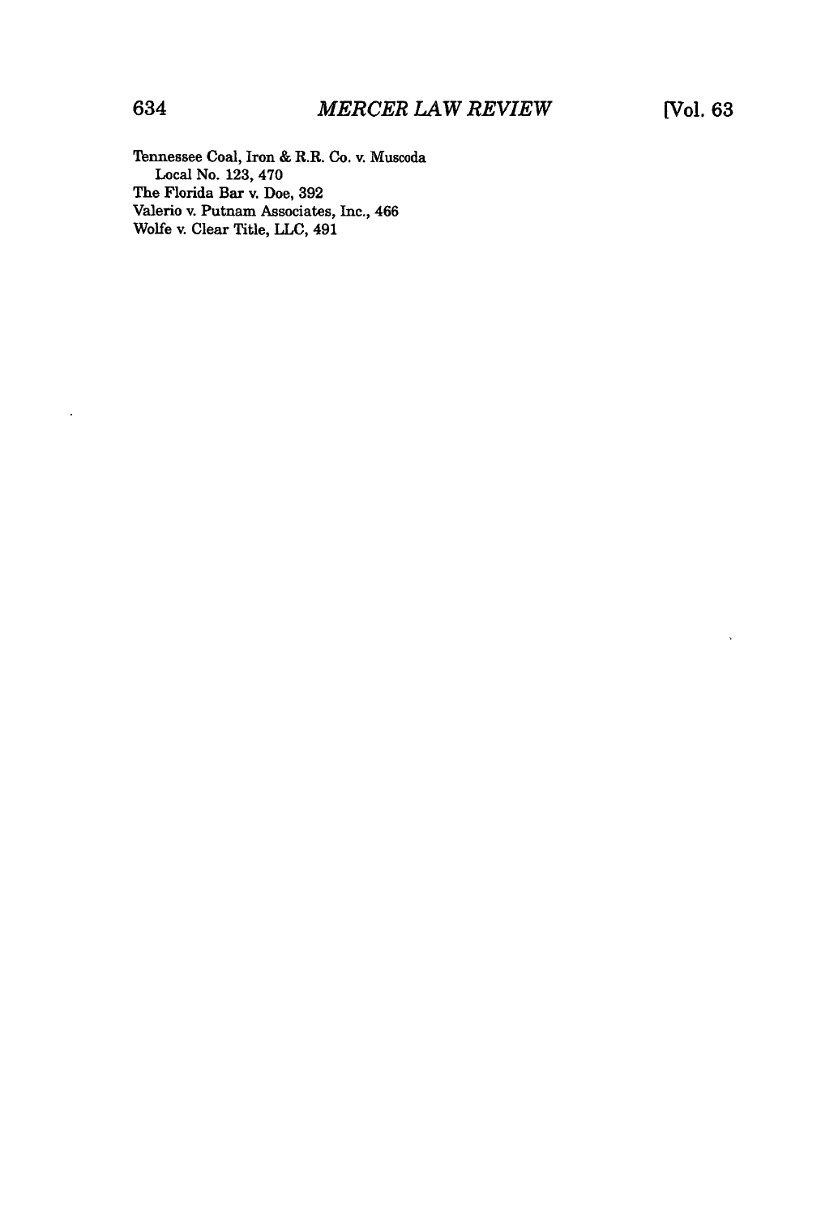Tennessee Coal, Iron & R.R. Co. v. Muscoda
  Local No. 123, 470
The Florida Bar v. Doe, 392
Valerio v. Putnam Associates, Inc., 466
Wolfe v. Clear Title, LLC, 491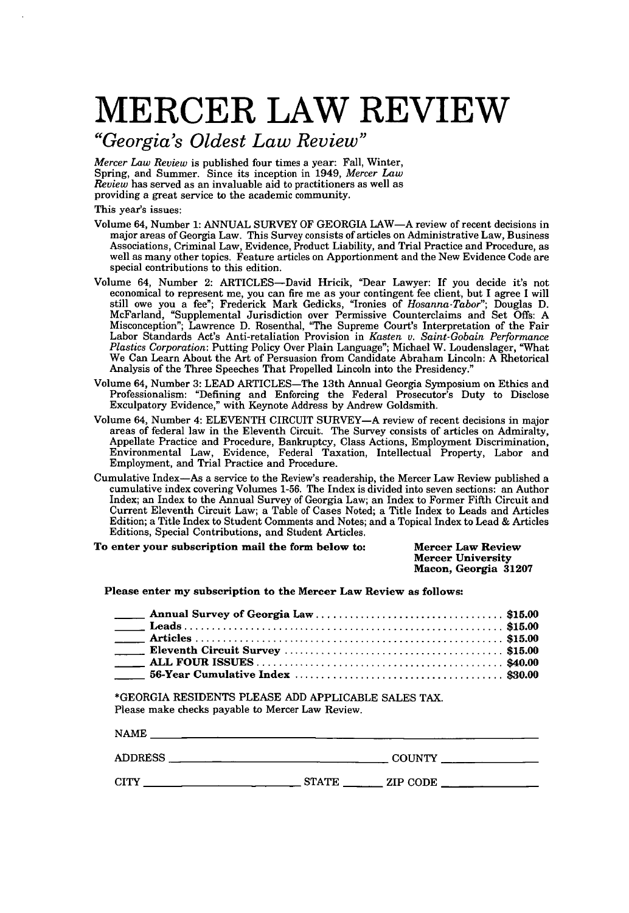# MERCER LAW REVIEW

## *"Georgia's Oldest Law Review"*

*Mercer Law Review* is published four times a year: Fall, Winter, Spring, and Summer. Since its inception in 1949, *Mercer Law Review* has served as an invaluable aid to practitioners as well as providing a great service to the academic community.

This year's issues:

Volume 64, Number 1: ANNUAL SURVEY OF GEORGIA LAW—A review of recent decisions in major areas of Georgia Law. This Survey consists of articles on Administrative Law, Business Associations, Criminal Law, Evidence, Product Liability, and Trial Practice and Procedure, as well as many other topics. Feature articles on Apportionment and the New Evidence Code are special contributions to this edition.

Volume 64, Number 2: ARTICLES—David Hricik, "Dear Lawyer: If you decide it's not economical to represent me, you can fire me as your contingent fee client, but I agree I will still owe you a fee"; Frederick Mark Gedicks, "Ironies of *Hosanna-Tabor*"; Douglas D. McFarland, "Supplemental Jurisdiction over Permissive Counterclaims and Set Offs: A Misconception"; Lawrence D. Rosenthal, "The Supreme Court's Interpretation of the Fair Labor Standards Act's Anti-retaliation Provision in *Kasten v. Saint-Gobain Performance Plastics Corporation*: Putting Policy Over Plain Language"; Michael W. Loudenslager, "What We Can Learn About the Art of Persuasion from Candidate Abraham Lincoln: A Rhetorical Analysis of the Three Speeches That Propelled Lincoln into the Presidency."

Volume 64, Number 3: LEAD ARTICLES—The 13th Annual Georgia Symposium on Ethics and Professionalism: "Defining and Enforcing the Federal Prosecutor's Duty to Disclose Exculpatory Evidence," with Keynote Address by Andrew Goldsmith.

Volume 64, Number 4: ELEVENTH CIRCUIT SURVEY—A review of recent decisions in major areas of federal law in the Eleventh Circuit. The Survey consists of articles on Admiralty, Appellate Practice and Procedure, Bankruptcy, Class Actions, Employment Discrimination, Environmental Law, Evidence, Federal Taxation, Intellectual Property, Labor and Employment, and Trial Practice and Procedure.

Cumulative Index—As a service to the Review's readership, the Mercer Law Review published a cumulative index covering Volumes 1-56. The Index is divided into seven sections: an Author Index; an Index to the Annual Survey of Georgia Law; an Index to Former Fifth Circuit and Current Eleventh Circuit Law; a Table of Cases Noted; a Title Index to Leads and Articles Edition; a Title Index to Student Comments and Notes; and a Topical Index to Lead & Articles Editions, Special Contributions, and Student Articles.

**To enter your subscription mail the form below to:**

**Mercer Law Review**
**Mercer University**
**Macon, Georgia 31207**

**Please enter my subscription to the Mercer Law Review as follows:**

_____ **Annual Survey of Georgia Law** .................................. **$15.00**
_____ **Leads** .................................................................. **$15.00**
_____ **Articles** ................................................................ **$15.00**
_____ **Eleventh Circuit Survey** ........................................ **$15.00**
_____ **ALL FOUR ISSUES** .................................................. **$40.00**
_____ **56-Year Cumulative Index** ...................................... **$30.00**

*GEORGIA RESIDENTS PLEASE ADD APPLICABLE SALES TAX.
Please make checks payable to Mercer Law Review.

NAME ______________________________________________

ADDRESS ______________________________ COUNTY ______________

CITY ______________________ STATE ______ ZIP CODE ______________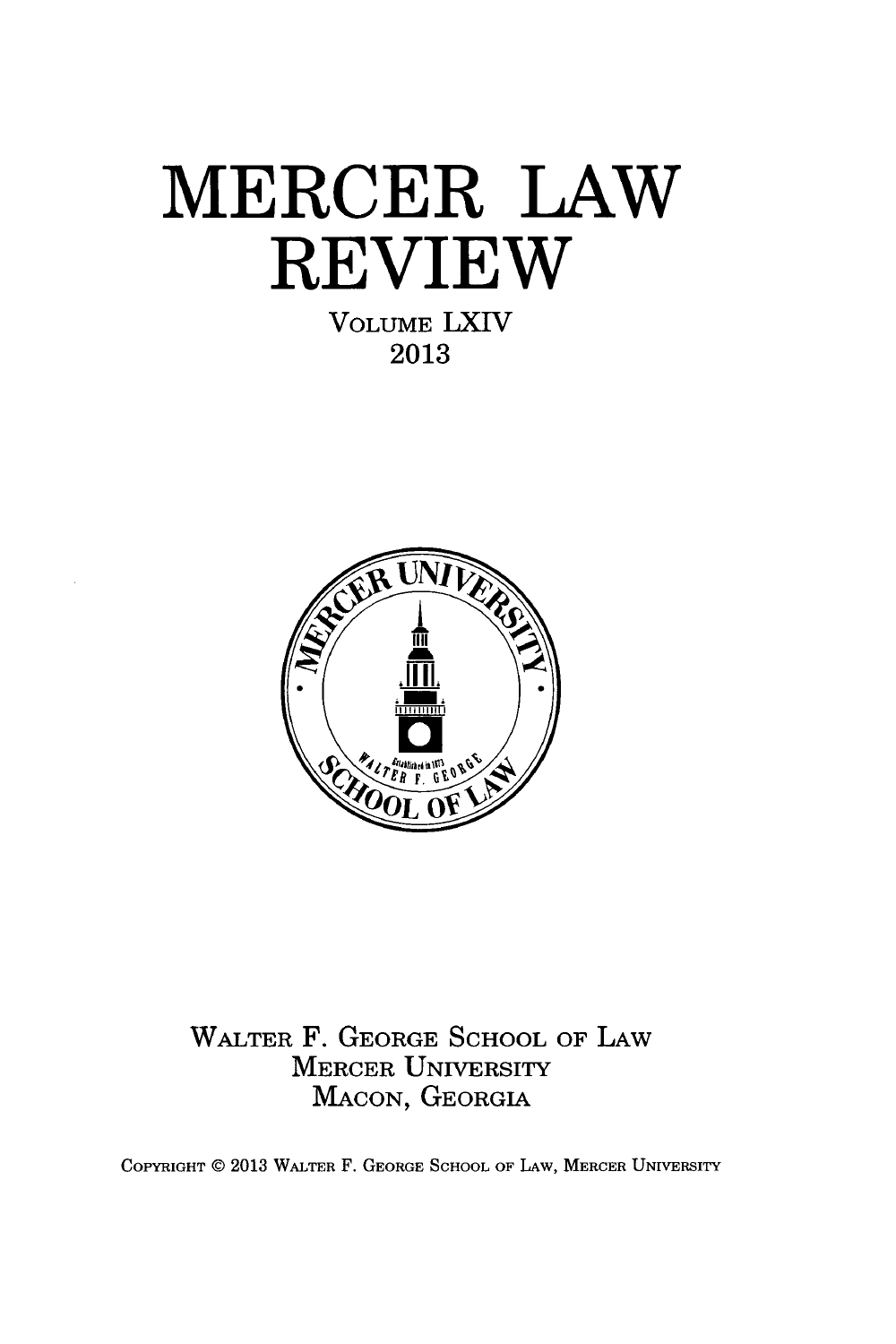# MERCER LAW REVIEW

VOLUME LXIV

2013

WALTER F. GEORGE SCHOOL OF LAW

MERCER UNIVERSITY

MACON, GEORGIA

COPYRIGHT © 2013 WALTER F. GEORGE SCHOOL OF LAW, MERCER UNIVERSITY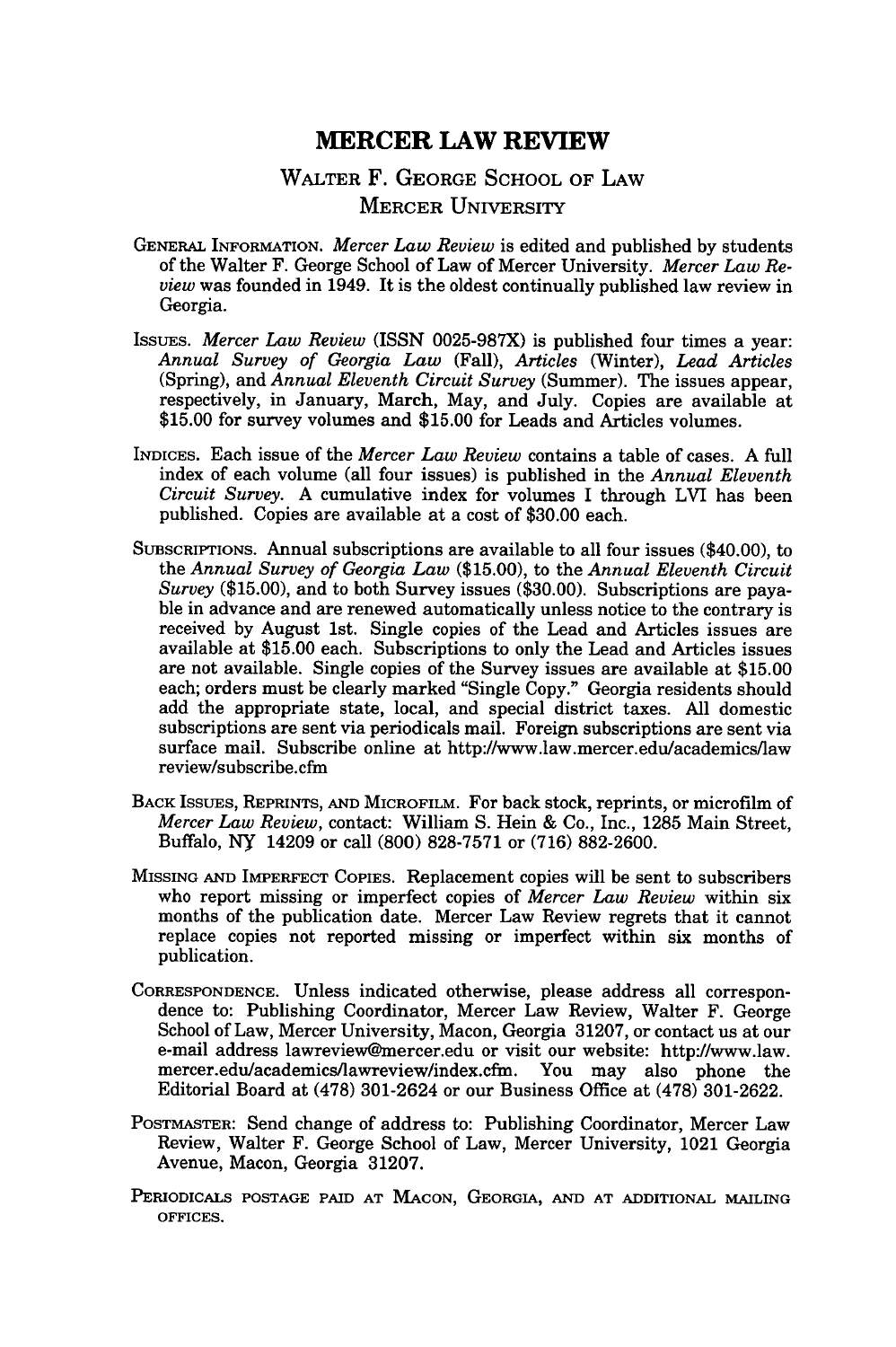# MERCER LAW REVIEW

## WALTER F. GEORGE SCHOOL OF LAW
## MERCER UNIVERSITY

GENERAL INFORMATION. *Mercer Law Review* is edited and published by students of the Walter F. George School of Law of Mercer University. *Mercer Law Review* was founded in 1949. It is the oldest continually published law review in Georgia.

ISSUES. *Mercer Law Review* (ISSN 0025-987X) is published four times a year: *Annual Survey of Georgia Law* (Fall), *Articles* (Winter), *Lead Articles* (Spring), and *Annual Eleventh Circuit Survey* (Summer). The issues appear, respectively, in January, March, May, and July. Copies are available at $15.00 for survey volumes and $15.00 for Leads and Articles volumes.

INDICES. Each issue of the *Mercer Law Review* contains a table of cases. A full index of each volume (all four issues) is published in the *Annual Eleventh Circuit Survey*. A cumulative index for volumes I through LVI has been published. Copies are available at a cost of $30.00 each.

SUBSCRIPTIONS. Annual subscriptions are available to all four issues ($40.00), to the *Annual Survey of Georgia Law* ($15.00), to the *Annual Eleventh Circuit Survey* ($15.00), and to both Survey issues ($30.00). Subscriptions are payable in advance and are renewed automatically unless notice to the contrary is received by August 1st. Single copies of the Lead and Articles issues are available at $15.00 each. Subscriptions to only the Lead and Articles issues are not available. Single copies of the Survey issues are available at $15.00 each; orders must be clearly marked "Single Copy." Georgia residents should add the appropriate state, local, and special district taxes. All domestic subscriptions are sent via periodicals mail. Foreign subscriptions are sent via surface mail. Subscribe online at http://www.law.mercer.edu/academics/lawreview/subscribe.cfm

BACK ISSUES, REPRINTS, AND MICROFILM. For back stock, reprints, or microfilm of *Mercer Law Review*, contact: William S. Hein & Co., Inc., 1285 Main Street, Buffalo, NY 14209 or call (800) 828-7571 or (716) 882-2600.

MISSING AND IMPERFECT COPIES. Replacement copies will be sent to subscribers who report missing or imperfect copies of *Mercer Law Review* within six months of the publication date. Mercer Law Review regrets that it cannot replace copies not reported missing or imperfect within six months of publication.

CORRESPONDENCE. Unless indicated otherwise, please address all correspondence to: Publishing Coordinator, Mercer Law Review, Walter F. George School of Law, Mercer University, Macon, Georgia 31207, or contact us at our e-mail address lawreview@mercer.edu or visit our website: http://www.law.mercer.edu/academics/lawreview/index.cfm. You may also phone the Editorial Board at (478) 301-2624 or our Business Office at (478) 301-2622.

POSTMASTER: Send change of address to: Publishing Coordinator, Mercer Law Review, Walter F. George School of Law, Mercer University, 1021 Georgia Avenue, Macon, Georgia 31207.

PERIODICALS POSTAGE PAID AT MACON, GEORGIA, AND AT ADDITIONAL MAILING OFFICES.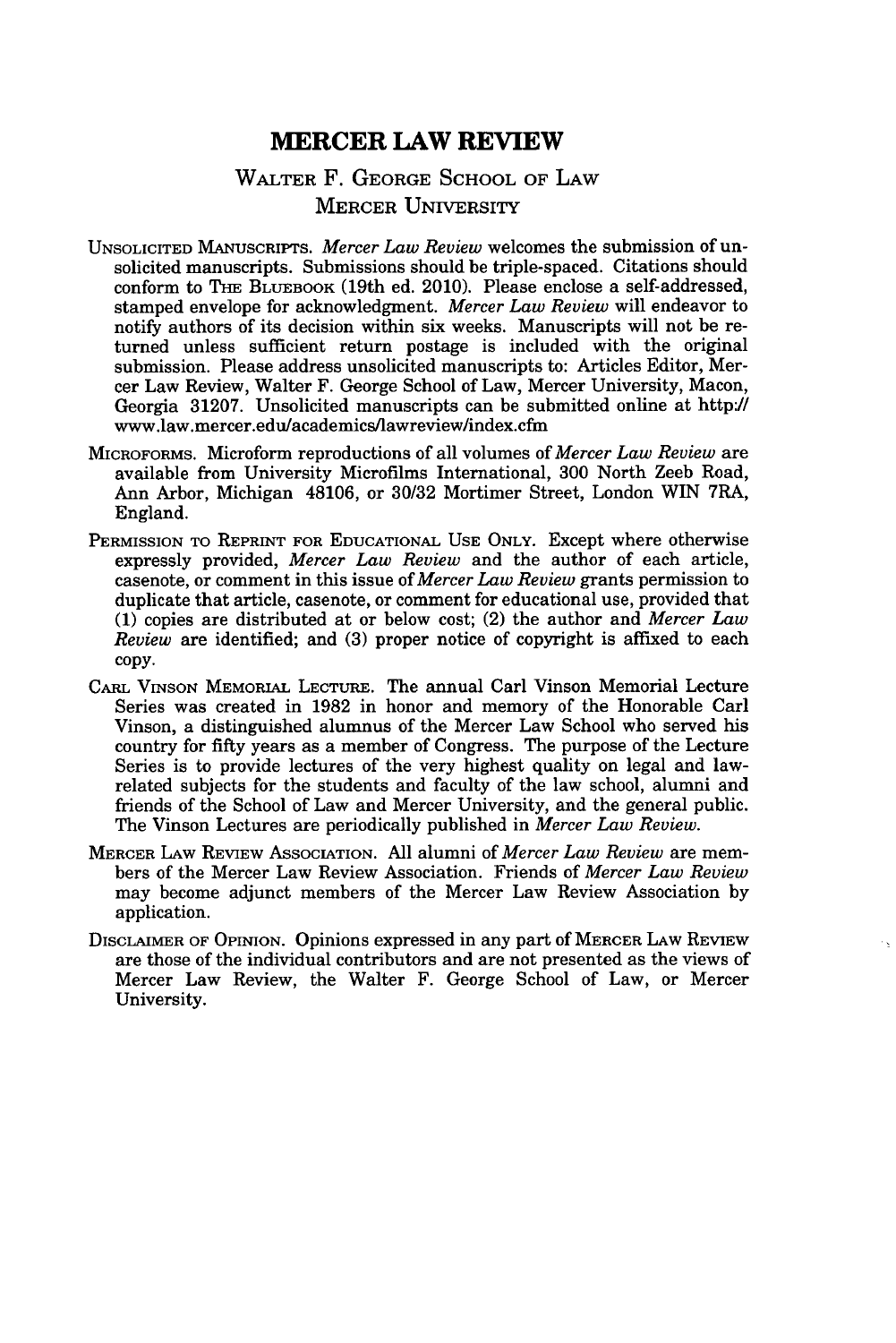# MERCER LAW REVIEW

### WALTER F. GEORGE SCHOOL OF LAW
### MERCER UNIVERSITY

UNSOLICITED MANUSCRIPTS. *Mercer Law Review* welcomes the submission of unsolicited manuscripts. Submissions should be triple-spaced. Citations should conform to THE BLUEBOOK (19th ed. 2010). Please enclose a self-addressed, stamped envelope for acknowledgment. *Mercer Law Review* will endeavor to notify authors of its decision within six weeks. Manuscripts will not be returned unless sufficient return postage is included with the original submission. Please address unsolicited manuscripts to: Articles Editor, Mercer Law Review, Walter F. George School of Law, Mercer University, Macon, Georgia 31207. Unsolicited manuscripts can be submitted online at http://www.law.mercer.edu/academics/lawreview/index.cfm

MICROFORMS. Microform reproductions of all volumes of *Mercer Law Review* are available from University Microfilms International, 300 North Zeeb Road, Ann Arbor, Michigan 48106, or 30/32 Mortimer Street, London WIN 7RA, England.

PERMISSION TO REPRINT FOR EDUCATIONAL USE ONLY. Except where otherwise expressly provided, *Mercer Law Review* and the author of each article, casenote, or comment in this issue of *Mercer Law Review* grants permission to duplicate that article, casenote, or comment for educational use, provided that (1) copies are distributed at or below cost; (2) the author and *Mercer Law Review* are identified; and (3) proper notice of copyright is affixed to each copy.

CARL VINSON MEMORIAL LECTURE. The annual Carl Vinson Memorial Lecture Series was created in 1982 in honor and memory of the Honorable Carl Vinson, a distinguished alumnus of the Mercer Law School who served his country for fifty years as a member of Congress. The purpose of the Lecture Series is to provide lectures of the very highest quality on legal and law-related subjects for the students and faculty of the law school, alumni and friends of the School of Law and Mercer University, and the general public. The Vinson Lectures are periodically published in *Mercer Law Review*.

MERCER LAW REVIEW ASSOCIATION. All alumni of *Mercer Law Review* are members of the Mercer Law Review Association. Friends of *Mercer Law Review* may become adjunct members of the Mercer Law Review Association by application.

DISCLAIMER OF OPINION. Opinions expressed in any part of MERCER LAW REVIEW are those of the individual contributors and are not presented as the views of Mercer Law Review, the Walter F. George School of Law, or Mercer University.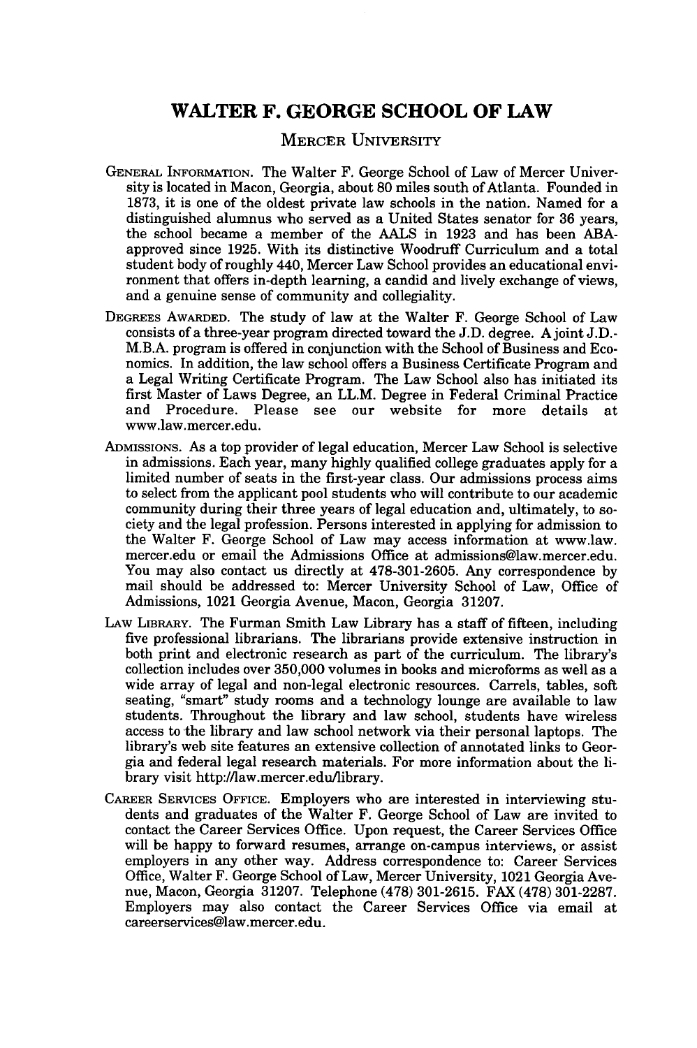# WALTER F. GEORGE SCHOOL OF LAW

## MERCER UNIVERSITY

**GENERAL INFORMATION.** The Walter F. George School of Law of Mercer University is located in Macon, Georgia, about 80 miles south of Atlanta. Founded in 1873, it is one of the oldest private law schools in the nation. Named for a distinguished alumnus who served as a United States senator for 36 years, the school became a member of the AALS in 1923 and has been ABA-approved since 1925. With its distinctive Woodruff Curriculum and a total student body of roughly 440, Mercer Law School provides an educational environment that offers in-depth learning, a candid and lively exchange of views, and a genuine sense of community and collegiality.

**DEGREES AWARDED.** The study of law at the Walter F. George School of Law consists of a three-year program directed toward the J.D. degree. A joint J.D.-M.B.A. program is offered in conjunction with the School of Business and Economics. In addition, the law school offers a Business Certificate Program and a Legal Writing Certificate Program. The Law School also has initiated its first Master of Laws Degree, an LL.M. Degree in Federal Criminal Practice and Procedure. Please see our website for more details at www.law.mercer.edu.

**ADMISSIONS.** As a top provider of legal education, Mercer Law School is selective in admissions. Each year, many highly qualified college graduates apply for a limited number of seats in the first-year class. Our admissions process aims to select from the applicant pool students who will contribute to our academic community during their three years of legal education and, ultimately, to society and the legal profession. Persons interested in applying for admission to the Walter F. George School of Law may access information at www.law.mercer.edu or email the Admissions Office at admissions@law.mercer.edu. You may also contact us directly at 478-301-2605. Any correspondence by mail should be addressed to: Mercer University School of Law, Office of Admissions, 1021 Georgia Avenue, Macon, Georgia 31207.

**LAW LIBRARY.** The Furman Smith Law Library has a staff of fifteen, including five professional librarians. The librarians provide extensive instruction in both print and electronic research as part of the curriculum. The library's collection includes over 350,000 volumes in books and microforms as well as a wide array of legal and non-legal electronic resources. Carrels, tables, soft seating, "smart" study rooms and a technology lounge are available to law students. Throughout the library and law school, students have wireless access to the library and law school network via their personal laptops. The library's web site features an extensive collection of annotated links to Georgia and federal legal research materials. For more information about the library visit http://law.mercer.edu/library.

**CAREER SERVICES OFFICE.** Employers who are interested in interviewing students and graduates of the Walter F. George School of Law are invited to contact the Career Services Office. Upon request, the Career Services Office will be happy to forward resumes, arrange on-campus interviews, or assist employers in any other way. Address correspondence to: Career Services Office, Walter F. George School of Law, Mercer University, 1021 Georgia Avenue, Macon, Georgia 31207. Telephone (478) 301-2615. FAX (478) 301-2287. Employers may also contact the Career Services Office via email at careerservices@law.mercer.edu.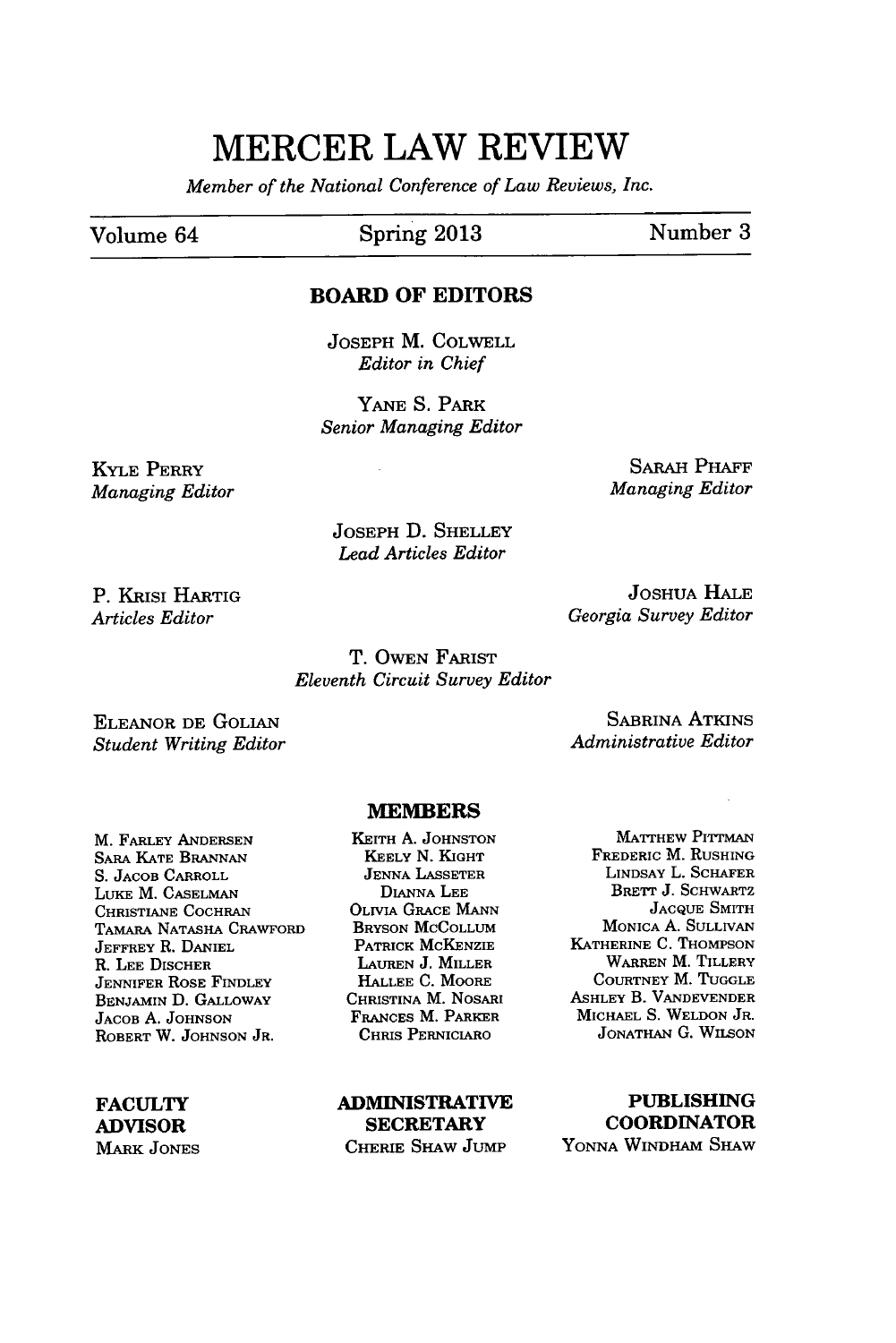# MERCER LAW REVIEW

*Member of the National Conference of Law Reviews, Inc.*

Volume 64 | Spring 2013 | Number 3

## BOARD OF EDITORS

JOSEPH M. COLWELL
*Editor in Chief*

YANE S. PARK
*Senior Managing Editor*

KYLE PERRY
*Managing Editor*

SARAH PHAFF
*Managing Editor*

JOSEPH D. SHELLEY
*Lead Articles Editor*

P. KRISI HARTIG
*Articles Editor*

JOSHUA HALE
*Georgia Survey Editor*

T. OWEN FARIST
*Eleventh Circuit Survey Editor*

ELEANOR DE GOLIAN
*Student Writing Editor*

SABRINA ATKINS
*Administrative Editor*

## MEMBERS

M. FARLEY ANDERSEN
SARA KATE BRANNAN
S. JACOB CARROLL
LUKE M. CASELMAN
CHRISTIANE COCHRAN
TAMARA NATASHA CRAWFORD
JEFFREY R. DANIEL
R. LEE DISCHER
JENNIFER ROSE FINDLEY
BENJAMIN D. GALLOWAY
JACOB A. JOHNSON
ROBERT W. JOHNSON JR.
KEITH A. JOHNSTON
KEELY N. KIGHT
JENNA LASSETER
DIANNA LEE
OLIVIA GRACE MANN
BRYSON MCCOLLUM
PATRICK MCKENZIE
LAUREN J. MILLER
HALLEE C. MOORE
CHRISTINA M. NOSARI
FRANCES M. PARKER
CHRIS PERNICIARO
MATTHEW PITTMAN
FREDERIC M. RUSHING
LINDSAY L. SCHAFER
BRETT J. SCHWARTZ
JACQUE SMITH
MONICA A. SULLIVAN
KATHERINE C. THOMPSON
WARREN M. TILLERY
COURTNEY M. TUGGLE
ASHLEY B. VANDEVENDER
MICHAEL S. WELDON JR.
JONATHAN G. WILSON

**FACULTY ADVISOR**
MARK JONES

**ADMINISTRATIVE SECRETARY**
CHERIE SHAW JUMP

**PUBLISHING COORDINATOR**
YONNA WINDHAM SHAW